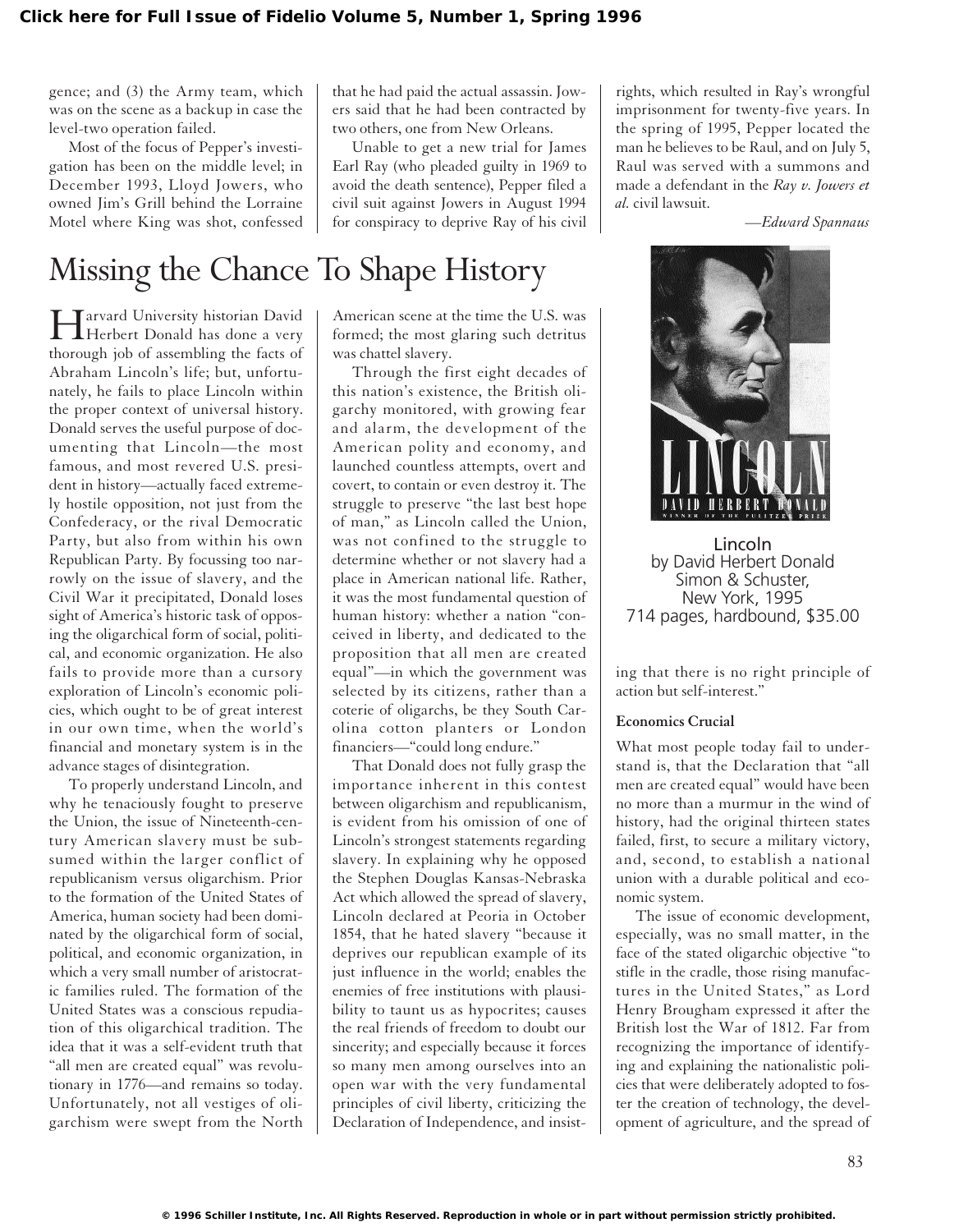gence; and (3) the Army team, which was on the scene as a backup in case the level-two operation failed.

Most of the focus of Pepper's investigation has been on the middle level; in December 1993, Lloyd Jowers, who owned Jim's Grill behind the Lorraine Motel where King was shot, confessed that he had paid the actual assassin. Jowers said that he had been contracted by two others, one from New Orleans.

Unable to get a new trial for James Earl Ray (who pleaded guilty in 1969 to avoid the death sentence), Pepper filed a civil suit against Jowers in August 1994 for conspiracy to deprive Ray of his civil rights, which resulted in Ray's wrongful imprisonment for twenty-five years. In the spring of 1995, Pepper located the man he believes to be Raul, and on July 5, Raul was served with a summons and made a defendant in the *Ray v. Jowers et al.* civil lawsuit.

*—Edward Spannaus*

# Missing the Chance To Shape History

Harvard University historian David Herbert Donald has done a very thorough job of assembling the facts of Abraham Lincoln's life; but, unfortunately, he fails to place Lincoln within the proper context of universal history. Donald serves the useful purpose of documenting that Lincoln—the most famous, and most revered U.S. president in history—actually faced extremely hostile opposition, not just from the Confederacy, or the rival Democratic Party, but also from within his own Republican Party. By focussing too narrowly on the issue of slavery, and the Civil War it precipitated, Donald loses sight of America's historic task of opposing the oligarchical form of social, political, and economic organization. He also fails to provide more than a cursory exploration of Lincoln's economic policies, which ought to be of great interest in our own time, when the world's financial and monetary system is in the advance stages of disintegration.

To properly understand Lincoln, and why he tenaciously fought to preserve the Union, the issue of Nineteenth-century American slavery must be subsumed within the larger conflict of republicanism versus oligarchism. Prior to the formation of the United States of America, human society had been dominated by the oligarchical form of social, political, and economic organization, in which a very small number of aristocratic families ruled. The formation of the United States was a conscious repudiation of this oligarchical tradition. The idea that it was a self-evident truth that "all men are created equal" was revolutionary in 1776—and remains so today. Unfortunately, not all vestiges of oligarchism were swept from the North American scene at the time the U.S. was formed; the most glaring such detritus was chattel slavery.

Through the first eight decades of this nation's existence, the British oligarchy monitored, with growing fear and alarm, the development of the American polity and economy, and launched countless attempts, overt and covert, to contain or even destroy it. The struggle to preserve "the last best hope of man," as Lincoln called the Union, was not confined to the struggle to determine whether or not slavery had a place in American national life. Rather, it was the most fundamental question of human history: whether a nation "conceived in liberty, and dedicated to the proposition that all men are created equal"—in which the government was selected by its citizens, rather than a coterie of oligarchs, be they South Carolina cotton planters or London financiers—"could long endure."

That Donald does not fully grasp the importance inherent in this contest between oligarchism and republicanism, is evident from his omission of one of Lincoln's strongest statements regarding slavery. In explaining why he opposed the Stephen Douglas Kansas-Nebraska Act which allowed the spread of slavery, Lincoln declared at Peoria in October 1854, that he hated slavery "because it deprives our republican example of its just influence in the world; enables the enemies of free institutions with plausibility to taunt us as hypocrites; causes the real friends of freedom to doubt our sincerity; and especially because it forces so many men among ourselves into an open war with the very fundamental principles of civil liberty, criticizing the Declaration of Independence, and insisting that there is no right principle of action but self-interest."

Lincoln
by David Herbert Donald
Simon & Schuster,
New York, 1995
714 pages, hardbound, $35.00

**Economics Crucial**

What most people today fail to understand is, that the Declaration that "all men are created equal" would have been no more than a murmur in the wind of history, had the original thirteen states failed, first, to secure a military victory, and, second, to establish a national union with a durable political and economic system.

The issue of economic development, especially, was no small matter, in the face of the stated oligarchic objective "to stifle in the cradle, those rising manufactures in the United States," as Lord Henry Brougham expressed it after the British lost the War of 1812. Far from recognizing the importance of identifying and explaining the nationalistic policies that were deliberately adopted to foster the creation of technology, the development of agriculture, and the spread of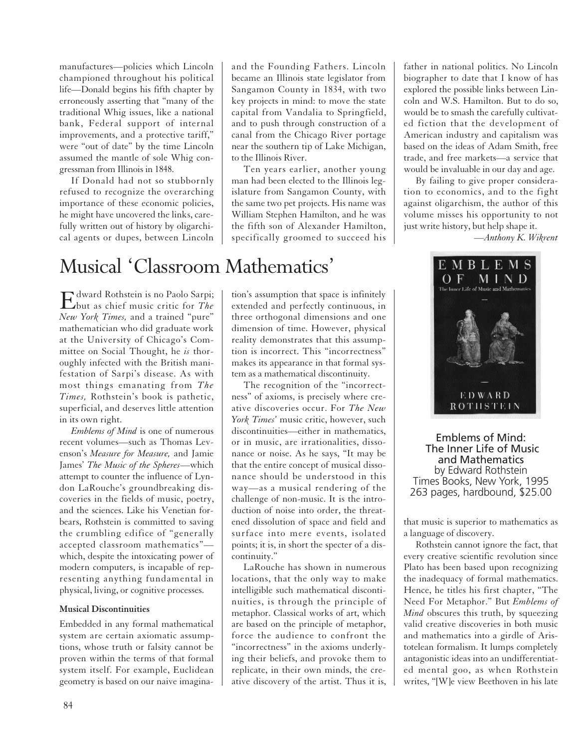manufactures—policies which Lincoln championed throughout his political life—Donald begins his fifth chapter by erroneously asserting that "many of the traditional Whig issues, like a national bank, Federal support of internal improvements, and a protective tariff," were "out of date" by the time Lincoln assumed the mantle of sole Whig congressman from Illinois in 1848.

If Donald had not so stubbornly refused to recognize the overarching importance of these economic policies, he might have uncovered the links, carefully written out of history by oligarchical agents or dupes, between Lincoln and the Founding Fathers. Lincoln became an Illinois state legislator from Sangamon County in 1834, with two key projects in mind: to move the state capital from Vandalia to Springfield, and to push through construction of a canal from the Chicago River portage near the southern tip of Lake Michigan, to the Illinois River.

Ten years earlier, another young man had been elected to the Illinois legislature from Sangamon County, with the same two pet projects. His name was William Stephen Hamilton, and he was the fifth son of Alexander Hamilton, specifically groomed to succeed his father in national politics. No Lincoln biographer to date that I know of has explored the possible links between Lincoln and W.S. Hamilton. But to do so, would be to smash the carefully cultivated fiction that the development of American industry and capitalism was based on the ideas of Adam Smith, free trade, and free markets—a service that would be invaluable in our day and age.

By failing to give proper consideration to economics, and to the fight against oligarchism, the author of this volume misses his opportunity to not just write history, but help shape it.

*—Anthony K. Wikrent*

# Musical 'Classroom Mathematics'

EMBLEMS OF MIND
The Inner Life of Music and Mathematics
EDWARD ROTHSTEIN

**Emblems of Mind: The Inner Life of Music and Mathematics**
by Edward Rothstein
Times Books, New York, 1995
263 pages, hardbound, $25.00

Edward Rothstein is no Paolo Sarpi; but as chief music critic for *The New York Times,* and a trained "pure" mathematician who did graduate work at the University of Chicago's Committee on Social Thought, he *is* thoroughly infected with the British manifestation of Sarpi's disease. As with most things emanating from *The Times,* Rothstein's book is pathetic, superficial, and deserves little attention in its own right.

*Emblems of Mind* is one of numerous recent volumes—such as Thomas Levenson's *Measure for Measure,* and Jamie James' *The Music of the Spheres*—which attempt to counter the influence of Lyndon LaRouche's groundbreaking discoveries in the fields of music, poetry, and the sciences. Like his Venetian forbears, Rothstein is committed to saving the crumbling edifice of "generally accepted classroom mathematics"—which, despite the intoxicating power of modern computers, is incapable of representing anything fundamental in physical, living, or cognitive processes.

### Musical Discontinuities

Embedded in any formal mathematical system are certain axiomatic assumptions, whose truth or falsity cannot be proven within the terms of that formal system itself. For example, Euclidean geometry is based on our naive imagination's assumption that space is infinitely extended and perfectly continuous, in three orthogonal dimensions and one dimension of time. However, physical reality demonstrates that this assumption is incorrect. This "incorrectness" makes its appearance in that formal system as a mathematical discontinuity.

The recognition of the "incorrectness" of axioms, is precisely where creative discoveries occur. For *The New York Times'* music critic, however, such discontinuities—either in mathematics, or in music, are irrationalities, dissonance or noise. As he says, "It may be that the entire concept of musical dissonance should be understood in this way—as a musical rendering of the challenge of non-music. It is the introduction of noise into order, the threatened dissolution of space and field and surface into mere events, isolated points; it is, in short the specter of a discontinuity."

LaRouche has shown in numerous locations, that the only way to make intelligible such mathematical discontinuities, is through the principle of metaphor. Classical works of art, which are based on the principle of metaphor, force the audience to confront the "incorrectness" in the axioms underlying their beliefs, and provoke them to replicate, in their own minds, the creative discovery of the artist. Thus it is, that music is superior to mathematics as a language of discovery.

Rothstein cannot ignore the fact, that every creative scientific revolution since Plato has been based upon recognizing the inadequacy of formal mathematics. Hence, he titles his first chapter, "The Need For Metaphor." But *Emblems of Mind* obscures this truth, by squeezing valid creative discoveries in both music and mathematics into a girdle of Aristotelean formalism. It lumps completely antagonistic ideas into an undifferentiated mental goo, as when Rothstein writes, "[W]e view Beethoven in his late